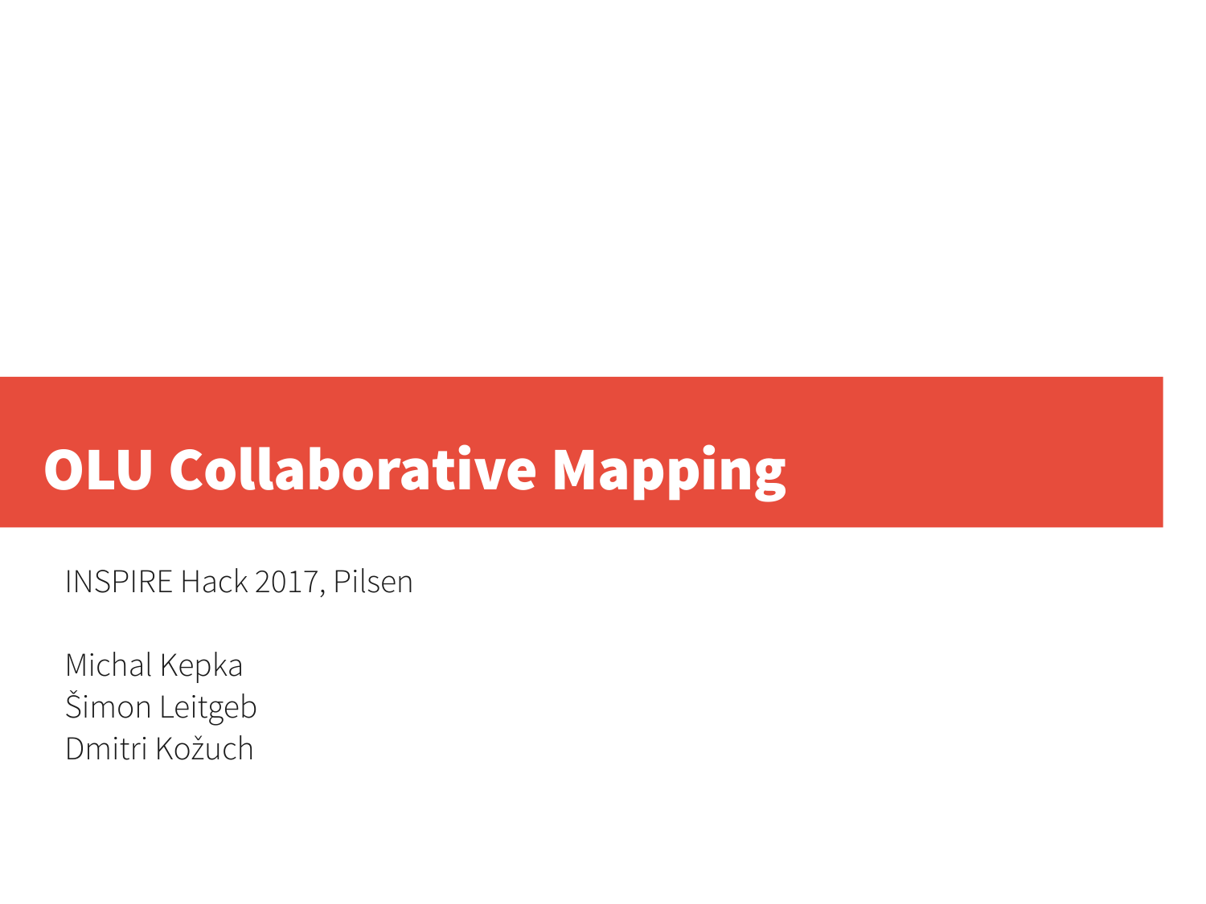# OLU Collaborative Mapping

INSPIRE Hack 2017, Pilsen

Michal Kepka
Šimon Leitgeb
Dmitri Kožuch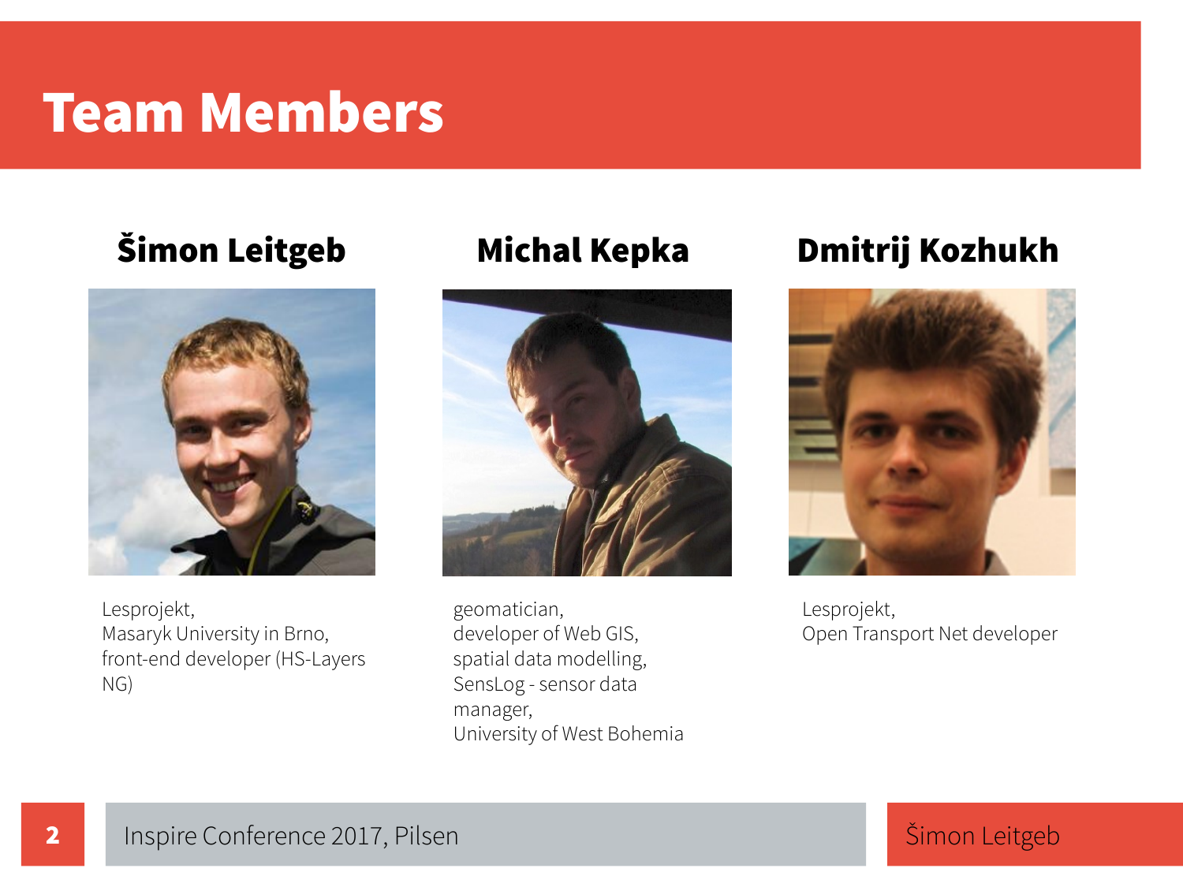# Team Members

## Šimon Leitgeb

Lesprojekt,
Masaryk University in Brno,
front-end developer (HS-Layers NG)

## Michal Kepka

geomatician,
developer of Web GIS,
spatial data modelling,
SensLog - sensor data manager,
University of West Bohemia

## Dmitrij Kozhukh

Lesprojekt,
Open Transport Net developer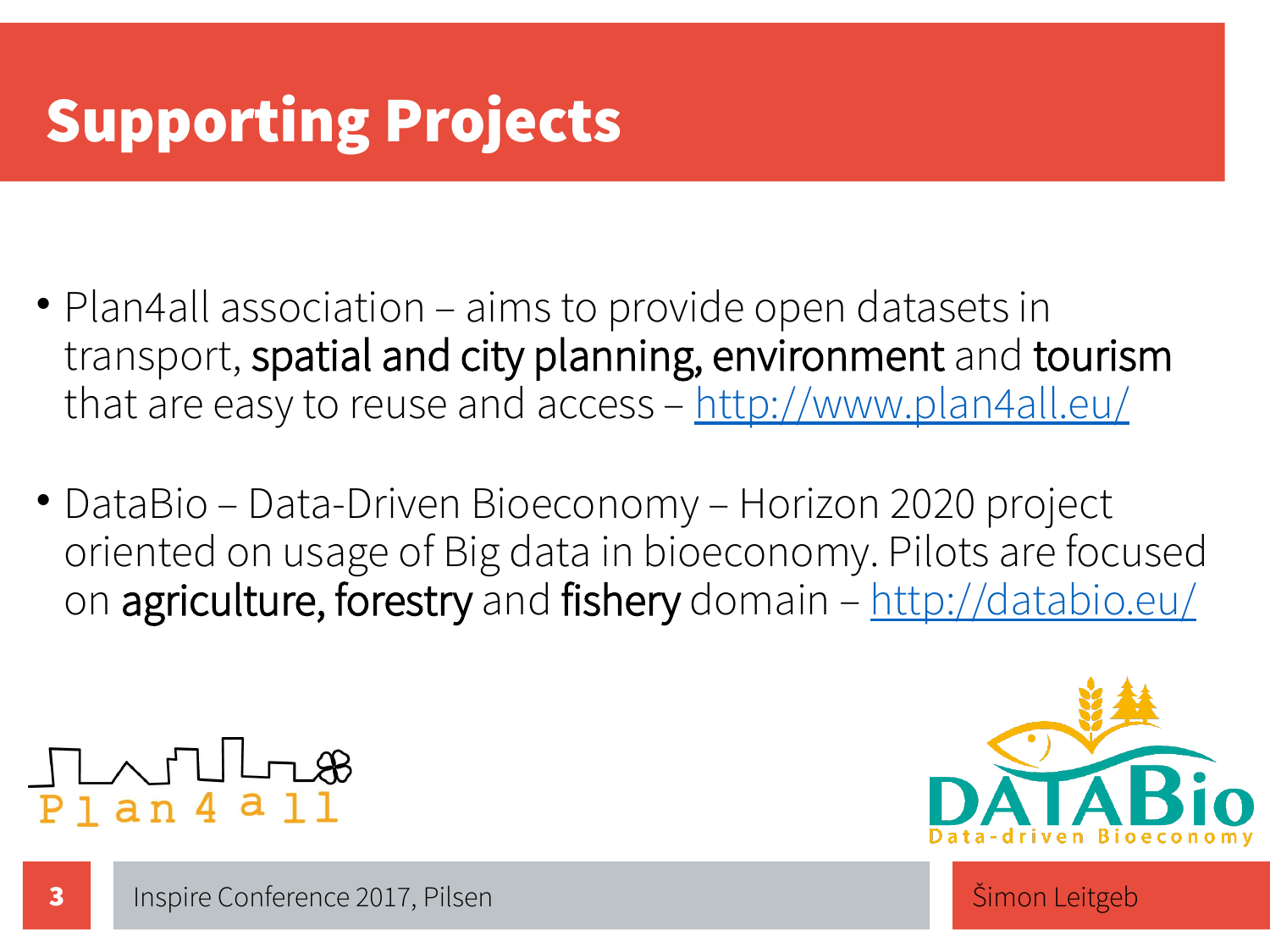# Supporting Projects

- Plan4all association – aims to provide open datasets in transport, spatial and city planning, environment and tourism that are easy to reuse and access – http://www.plan4all.eu/

- DataBio – Data-Driven Bioeconomy – Horizon 2020 project oriented on usage of Big data in bioeconomy. Pilots are focused on agriculture, forestry and fishery domain – http://databio.eu/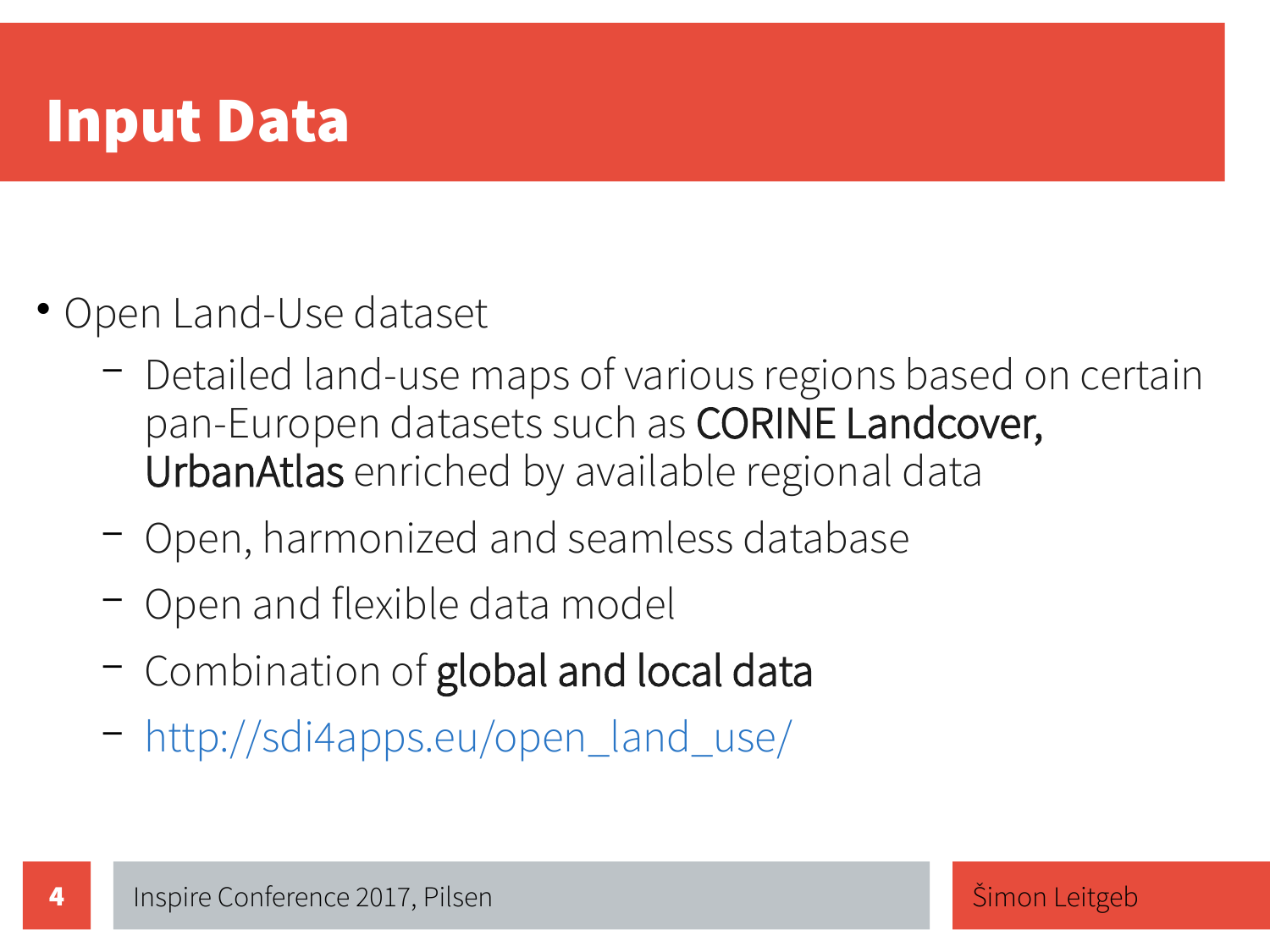# Input Data

- Open Land-Use dataset
  - Detailed land-use maps of various regions based on certain pan-Europen datasets such as **CORINE Landcover, UrbanAtlas** enriched by available regional data
  - Open, harmonized and seamless database
  - Open and flexible data model
  - Combination of **global and local data**
  - http://sdi4apps.eu/open_land_use/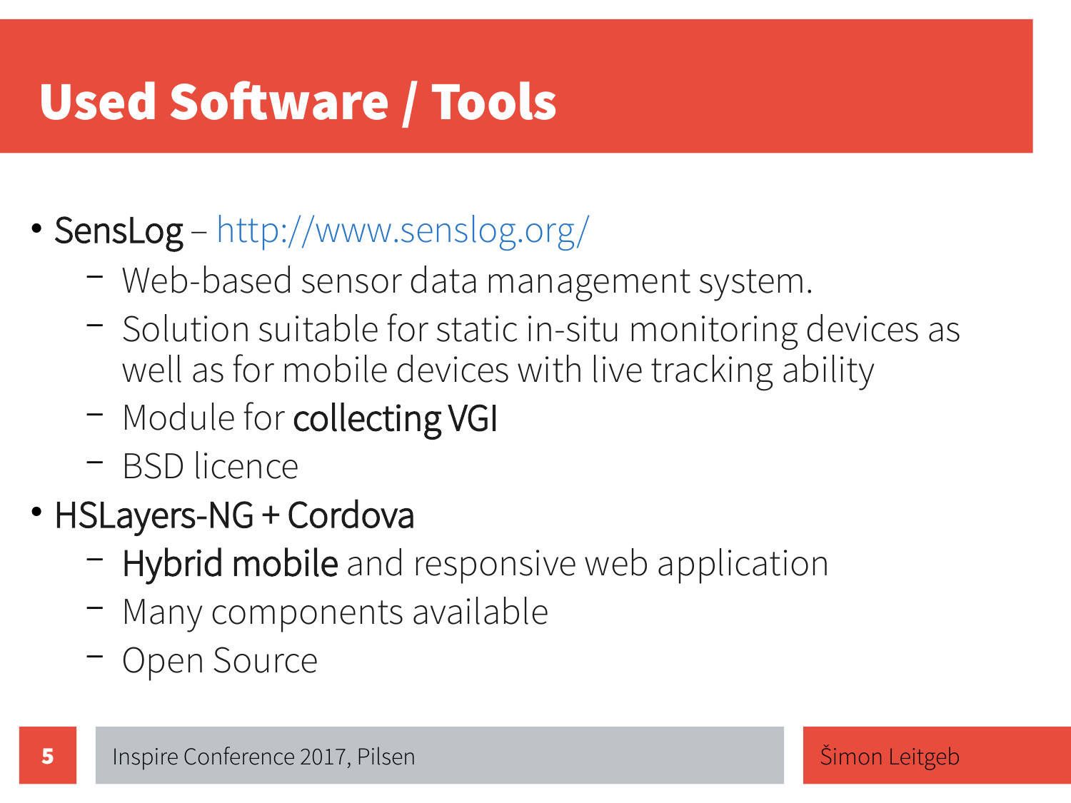# Used Software / Tools

- SensLog – http://www.senslog.org/
  - Web-based sensor data management system.
  - Solution suitable for static in-situ monitoring devices as well as for mobile devices with live tracking ability
  - Module for **collecting VGI**
  - BSD licence
- HSLayers-NG + Cordova
  - **Hybrid mobile** and responsive web application
  - Many components available
  - Open Source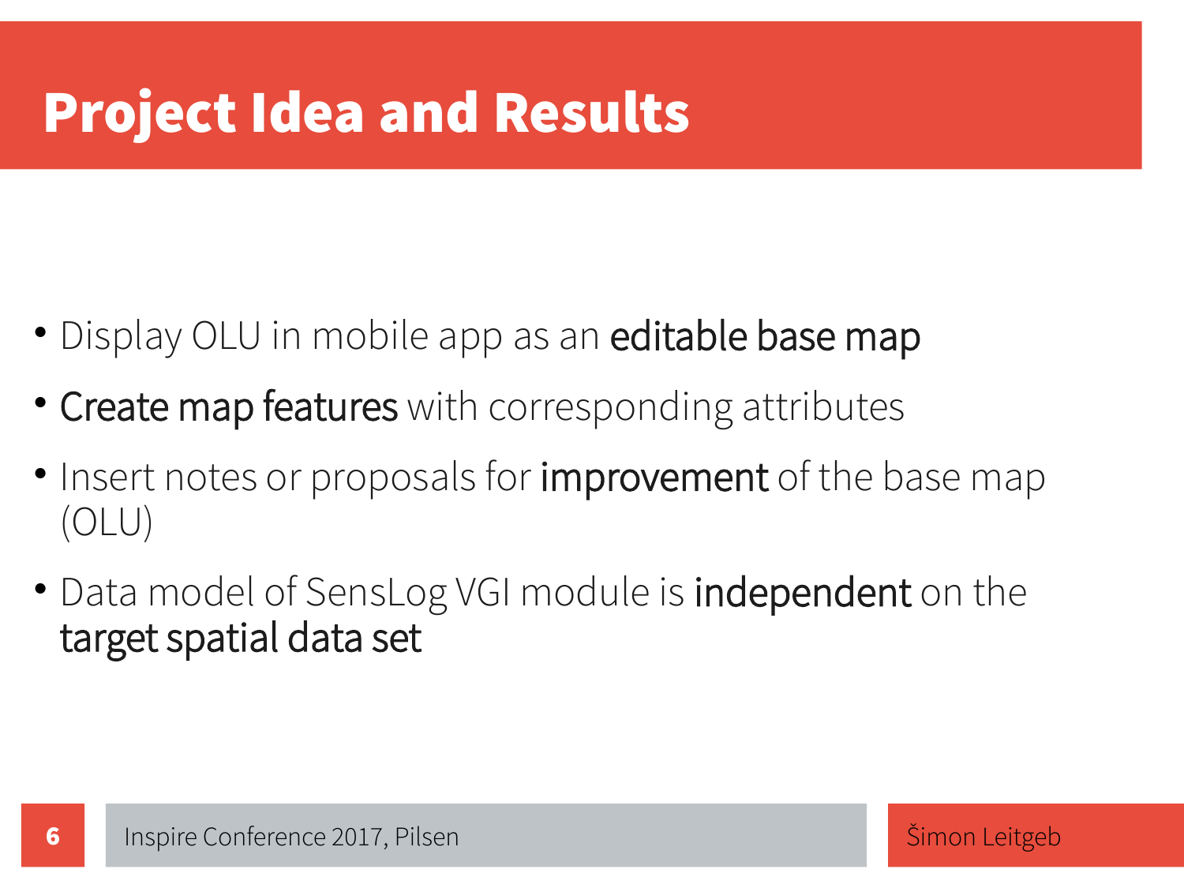# Project Idea and Results

- Display OLU in mobile app as an **editable base map**
- **Create map features** with corresponding attributes
- Insert notes or proposals for **improvement** of the base map (OLU)
- Data model of SensLog VGI module is **independent** on the **target spatial data set**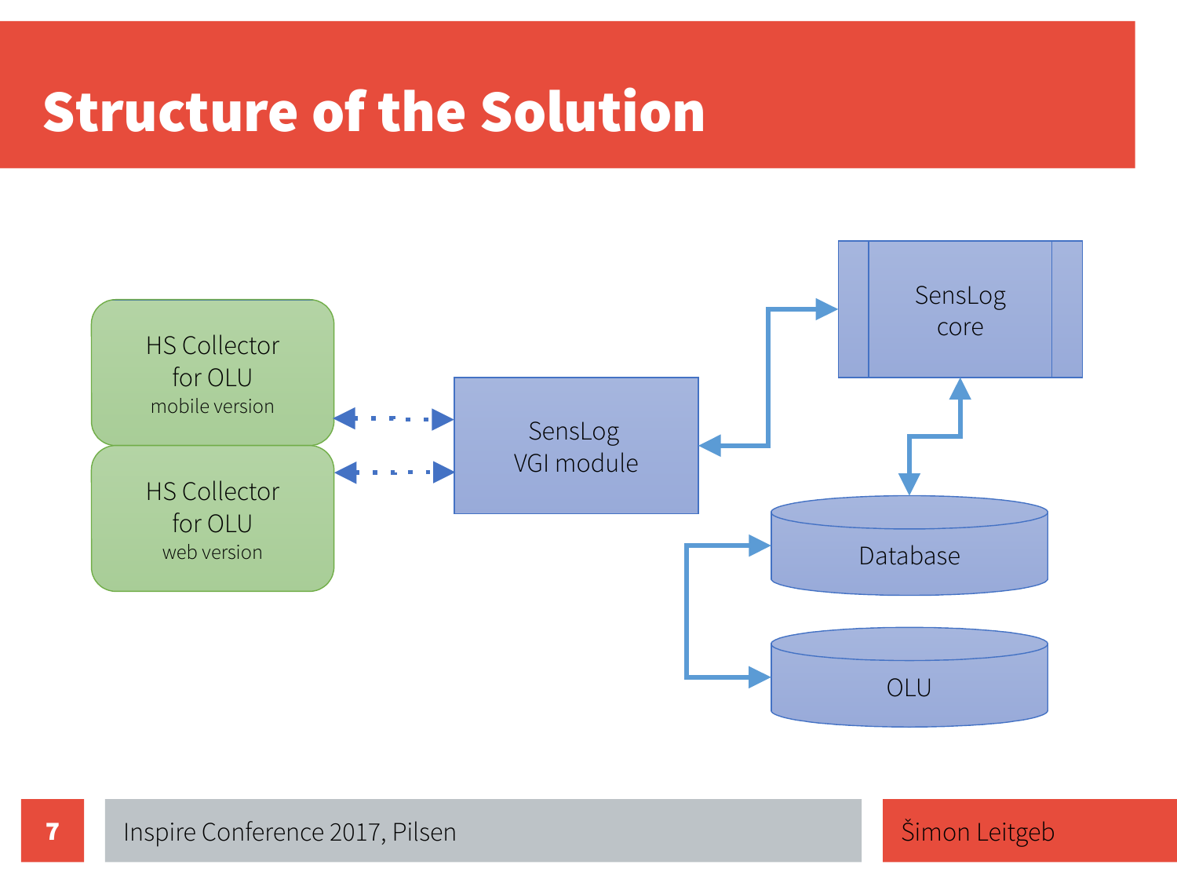# Structure of the Solution

HS Collector for OLU mobile version

HS Collector for OLU web version

SensLog VGI module

SensLog core

Database

OLU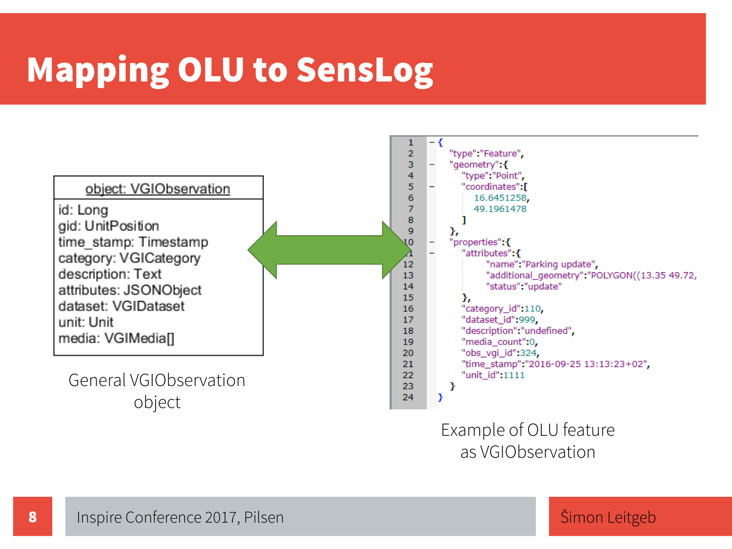# Mapping OLU to SensLog

| object: VGIObservation |
| --- |
| id: Long<br>gid: UnitPosition<br>time_stamp: Timestamp<br>category: VGICategory<br>description: Text<br>attributes: JSONObject<br>dataset: VGIDataset<br>unit: Unit<br>media: VGIMedia[] |

General VGIObservation object

```
{
    "type":"Feature",
    "geometry":{
        "type":"Point",
        "coordinates":[
            16.6451258,
            49.1961478
        ]
    },
    "properties":{
        "attributes":{
            "name":"Parking update",
            "additional_geometry":"POLYGON((13.35 49.72,
            "status":"update"
        },
        "category_id":110,
        "dataset_id":999,
        "description":"undefined",
        "media_count":0,
        "obs_vgi_id":324,
        "time_stamp":"2016-09-25 13:13:23+02",
        "unit_id":1111
    }
}
```

Example of OLU feature as VGIObservation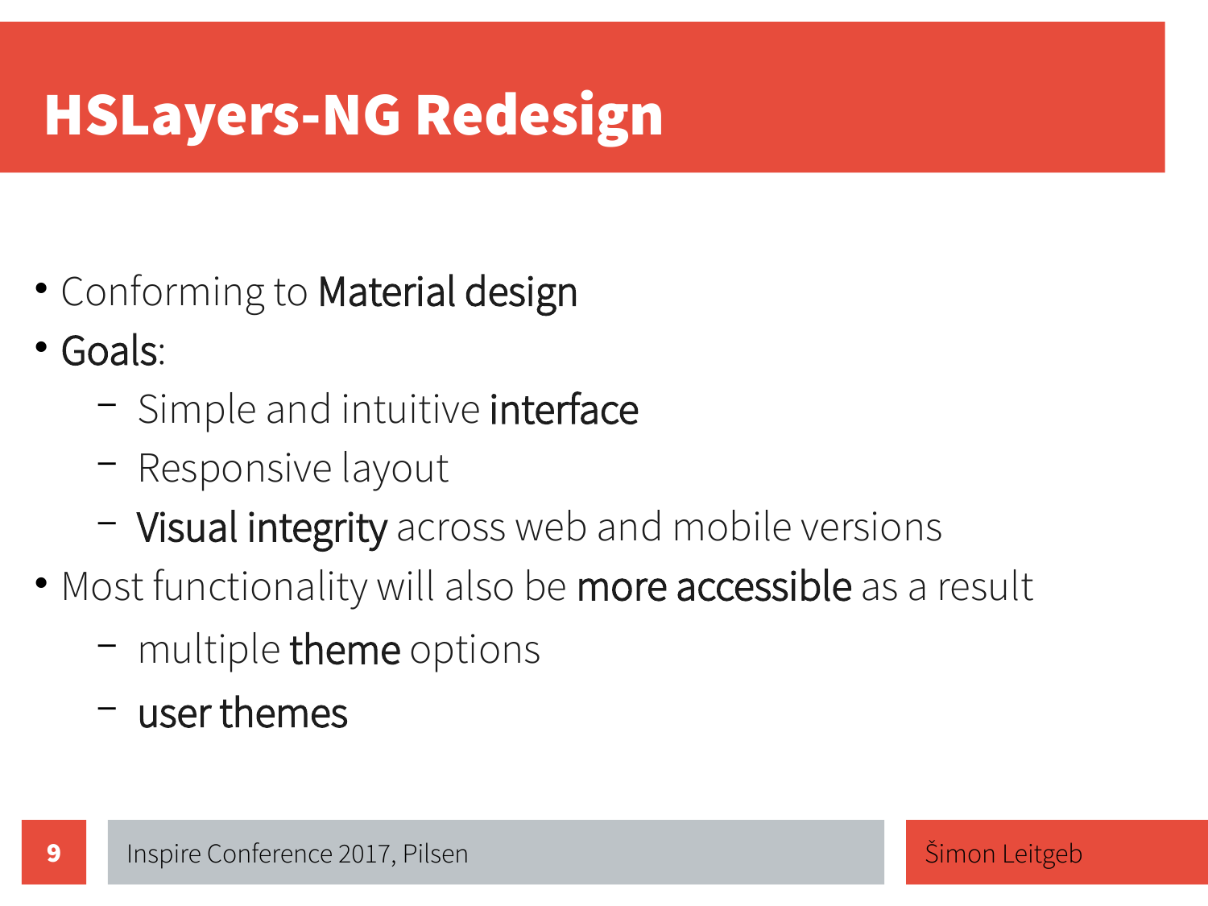# HSLayers-NG Redesign

- Conforming to **Material design**
- **Goals**:
  - Simple and intuitive **interface**
  - Responsive layout
  - **Visual integrity** across web and mobile versions
- Most functionality will also be **more accessible** as a result
  - multiple **theme** options
  - **user themes**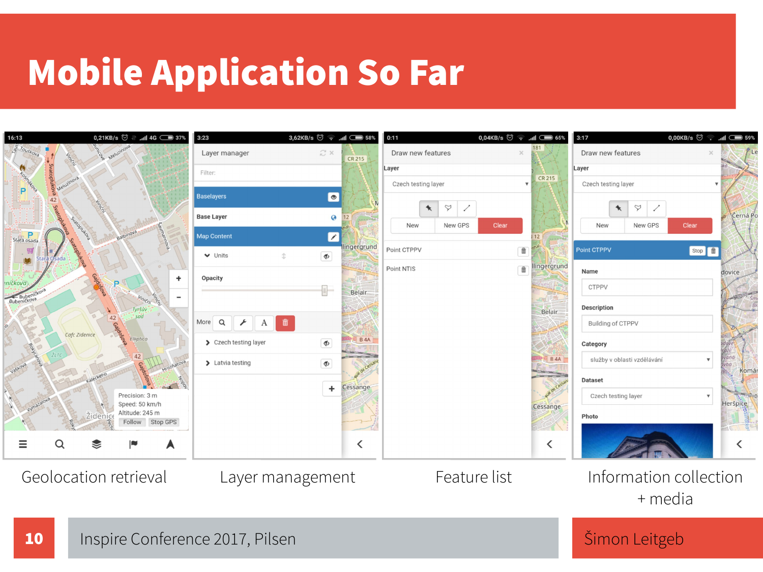# Mobile Application So Far

Geolocation retrieval

Layer management

Feature list

Information collection + media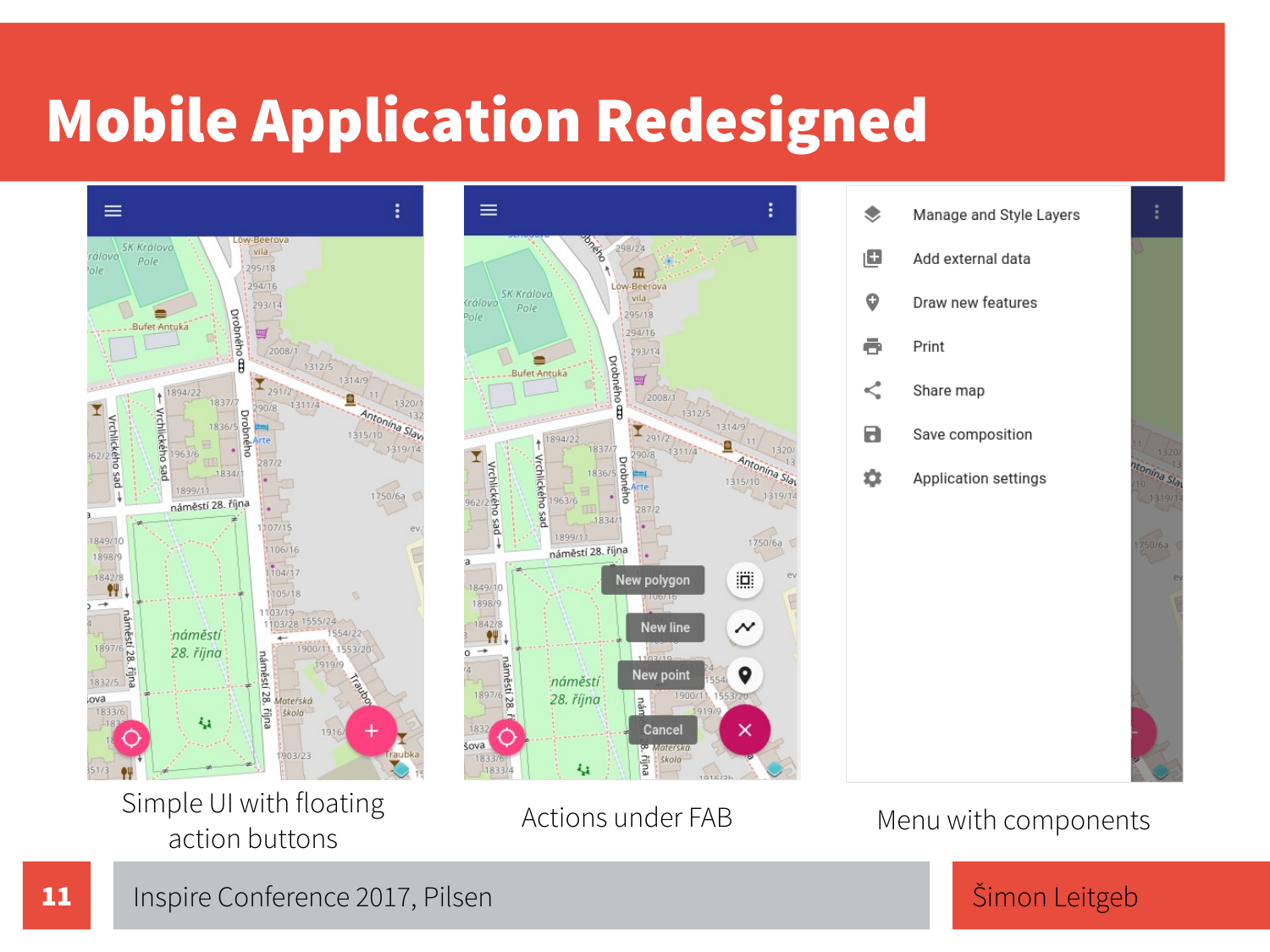# Mobile Application Redesigned

Simple UI with floating action buttons

Actions under FAB

Menu with components